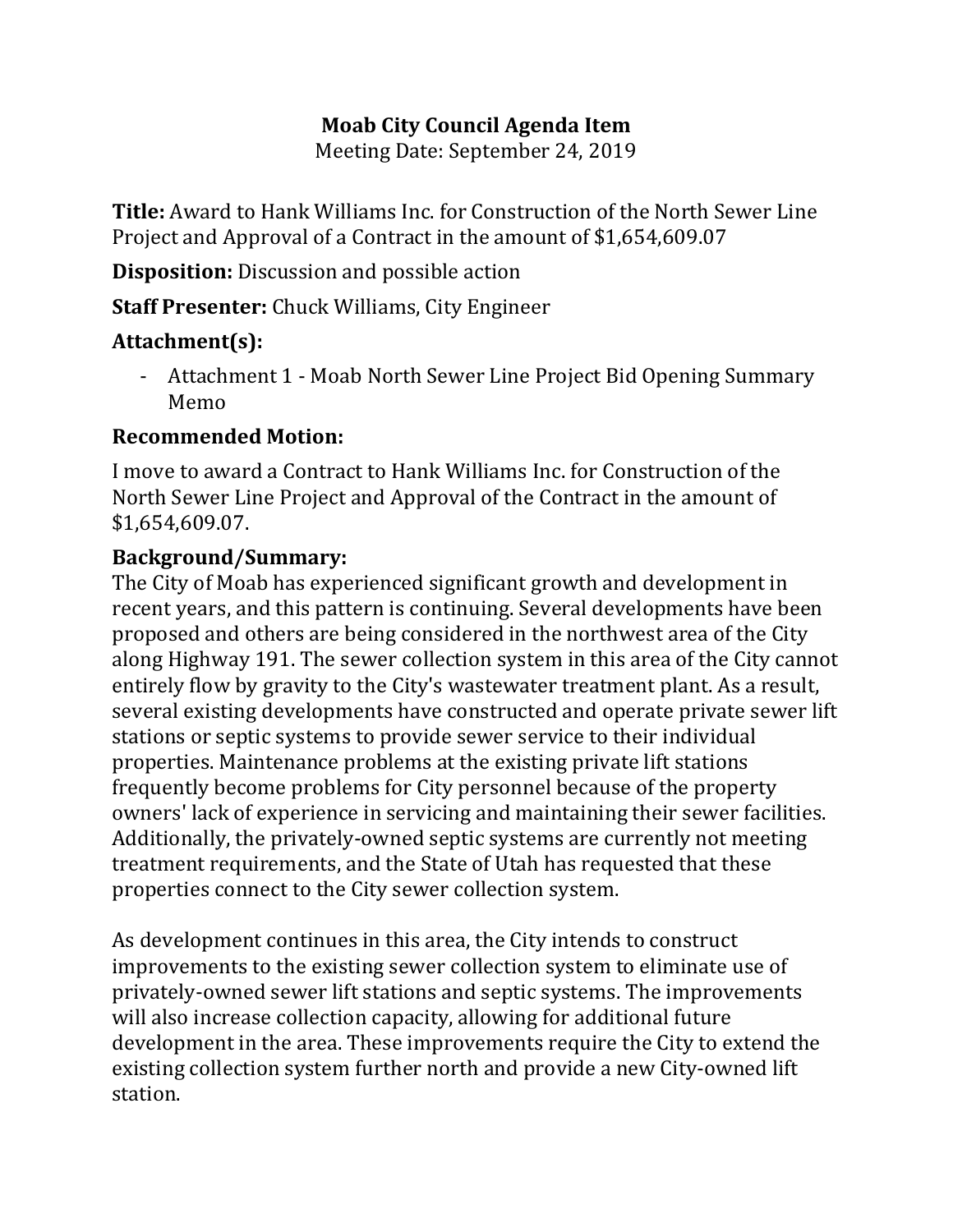# Moab City Council Agenda Item

Meeting Date: September 24, 2019

**Title:** Award to Hank Williams Inc. for Construction of the North Sewer Line Project and Approval of a Contract in the amount of $1,654,609.07

**Disposition:** Discussion and possible action

**Staff Presenter:** Chuck Williams, City Engineer

**Attachment(s):**

- Attachment 1 - Moab North Sewer Line Project Bid Opening Summary Memo

**Recommended Motion:**

I move to award a Contract to Hank Williams Inc. for Construction of the North Sewer Line Project and Approval of the Contract in the amount of $1,654,609.07.

**Background/Summary:**

The City of Moab has experienced significant growth and development in recent years, and this pattern is continuing. Several developments have been proposed and others are being considered in the northwest area of the City along Highway 191. The sewer collection system in this area of the City cannot entirely flow by gravity to the City's wastewater treatment plant. As a result, several existing developments have constructed and operate private sewer lift stations or septic systems to provide sewer service to their individual properties. Maintenance problems at the existing private lift stations frequently become problems for City personnel because of the property owners' lack of experience in servicing and maintaining their sewer facilities. Additionally, the privately-owned septic systems are currently not meeting treatment requirements, and the State of Utah has requested that these properties connect to the City sewer collection system.

As development continues in this area, the City intends to construct improvements to the existing sewer collection system to eliminate use of privately-owned sewer lift stations and septic systems. The improvements will also increase collection capacity, allowing for additional future development in the area. These improvements require the City to extend the existing collection system further north and provide a new City-owned lift station.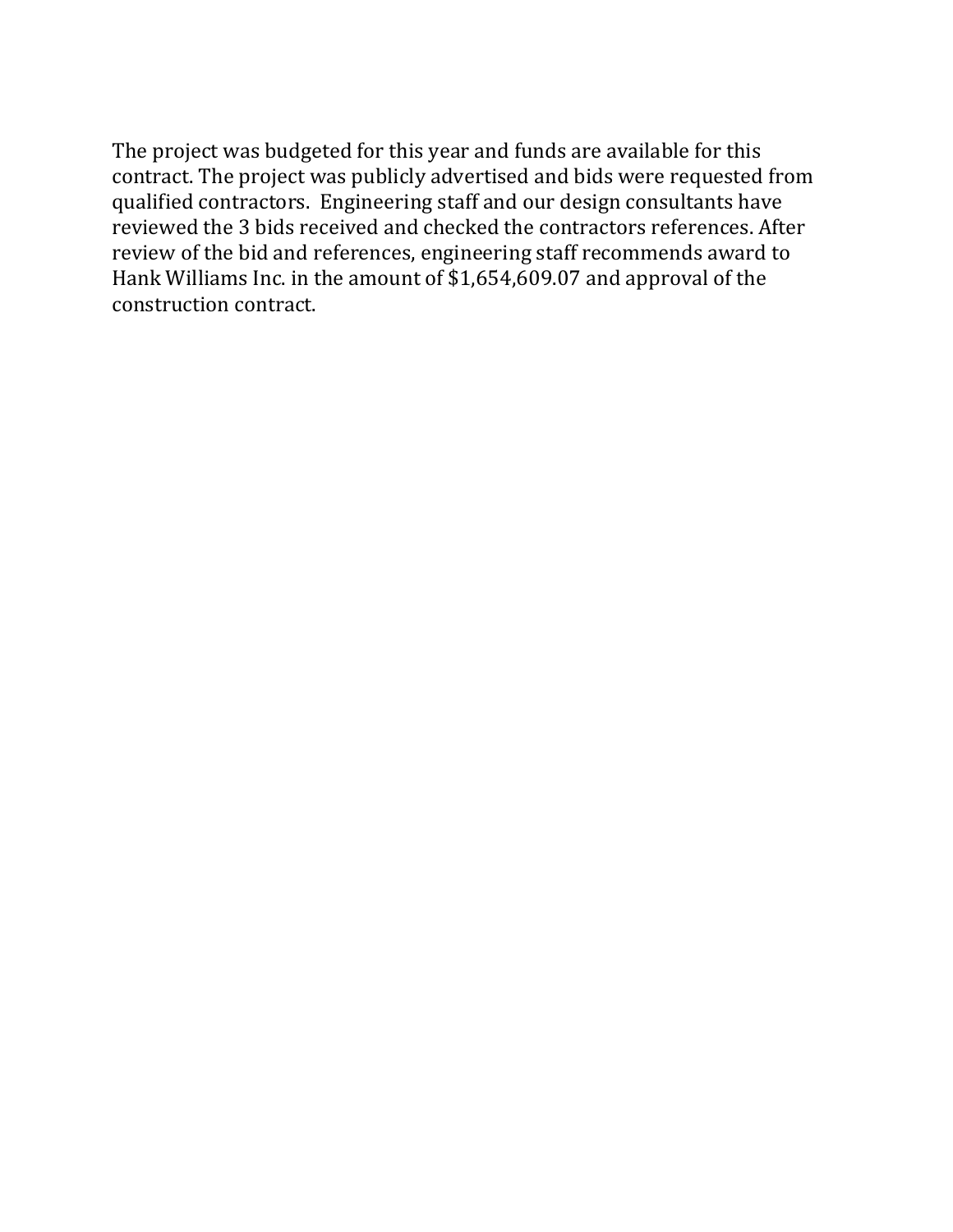The project was budgeted for this year and funds are available for this contract. The project was publicly advertised and bids were requested from qualified contractors. Engineering staff and our design consultants have reviewed the 3 bids received and checked the contractors references. After review of the bid and references, engineering staff recommends award to Hank Williams Inc. in the amount of $1,654,609.07 and approval of the construction contract.